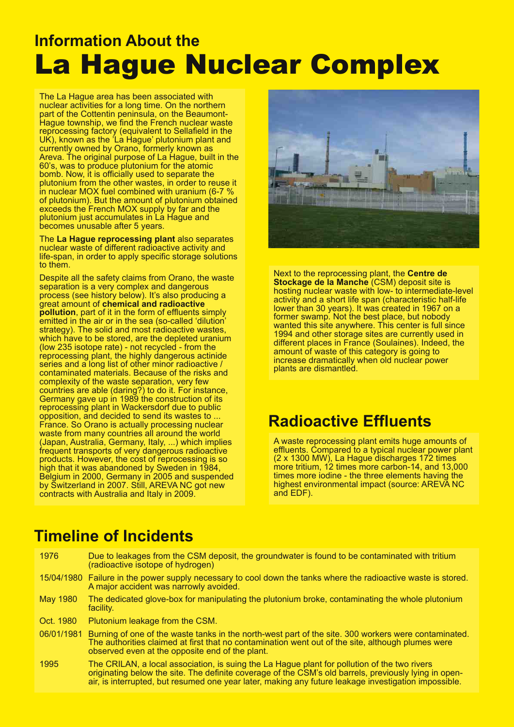# Information About the La Hague Nuclear Complex

The La Hague area has been associated with nuclear activities for a long time. On the northern part of the Cottentin peninsula, on the Beaumont-Hague township, we find the French nuclear waste reprocessing factory (equivalent to Sellafield in the UK), known as the 'La Hague' plutonium plant and currently owned by Orano, formerly known as Areva. The original purpose of La Hague, built in the 60's, was to produce plutonium for the atomic bomb. Now, it is officially used to separate the plutonium from the other wastes, in order to reuse it in nuclear MOX fuel combined with uranium (6-7 % of plutonium). But the amount of plutonium obtained exceeds the French MOX supply by far and the plutonium just accumulates in La Hague and becomes unusable after 5 years.

The **La Hague reprocessing plant** also separates nuclear waste of different radioactive activity and life-span, in order to apply specific storage solutions to them.

Despite all the safety claims from Orano, the waste separation is a very complex and dangerous process (see history below). It's also producing a great amount of **chemical and radioactive pollution**, part of it in the form of effluents simply emitted in the air or in the sea (so-called 'dilution' strategy). The solid and most radioactive wastes, which have to be stored, are the depleted uranium (low 235 isotope rate) - not recycled - from the reprocessing plant, the highly dangerous actinide series and a long list of other minor radioactive / contaminated materials. Because of the risks and complexity of the waste separation, very few countries are able (daring?) to do it. For instance, Germany gave up in 1989 the construction of its reprocessing plant in Wackersdorf due to public opposition, and decided to send its wastes to ... France. So Orano is actually processing nuclear waste from many countries all around the world (Japan, Australia, Germany, Italy, ...) which implies frequent transports of very dangerous radioactive products. However, the cost of reprocessing is so high that it was abandoned by Sweden in 1984, Belgium in 2000, Germany in 2005 and suspended by Switzerland in 2007. Still, AREVA NC got new contracts with Australia and Italy in 2009.

Next to the reprocessing plant, the **Centre de Stockage de la Manche** (CSM) deposit site is hosting nuclear waste with low- to intermediate-level activity and a short life span (characteristic half-life lower than 30 years). It was created in 1967 on a former swamp. Not the best place, but nobody wanted this site anywhere. This center is full since 1994 and other storage sites are currently used in different places in France (Soulaines). Indeed, the amount of waste of this category is going to increase dramatically when old nuclear power plants are dismantled.

## Radioactive Effluents

A waste reprocessing plant emits huge amounts of effluents. Compared to a typical nuclear power plant (2 x 1300 MW), La Hague discharges 172 times more tritium, 12 times more carbon-14, and 13,000 times more iodine - the three elements having the highest environmental impact (source: AREVA NC and EDF).

## Timeline of Incidents

| | |
|---|---|
| 1976 | Due to leakages from the CSM deposit, the groundwater is found to be contaminated with tritium (radioactive isotope of hydrogen) |
| 15/04/1980 | Failure in the power supply necessary to cool down the tanks where the radioactive waste is stored. A major accident was narrowly avoided. |
| May 1980 | The dedicated glove-box for manipulating the plutonium broke, contaminating the whole plutonium facility. |
| Oct. 1980 | Plutonium leakage from the CSM. |
| 06/01/1981 | Burning of one of the waste tanks in the north-west part of the site. 300 workers were contaminated. The authorities claimed at first that no contamination went out of the site, although plumes were observed even at the opposite end of the plant. |
| 1995 | The CRILAN, a local association, is suing the La Hague plant for pollution of the two rivers originating below the site. The definite coverage of the CSM's old barrels, previously lying in open-air, is interrupted, but resumed one year later, making any future leakage investigation impossible. |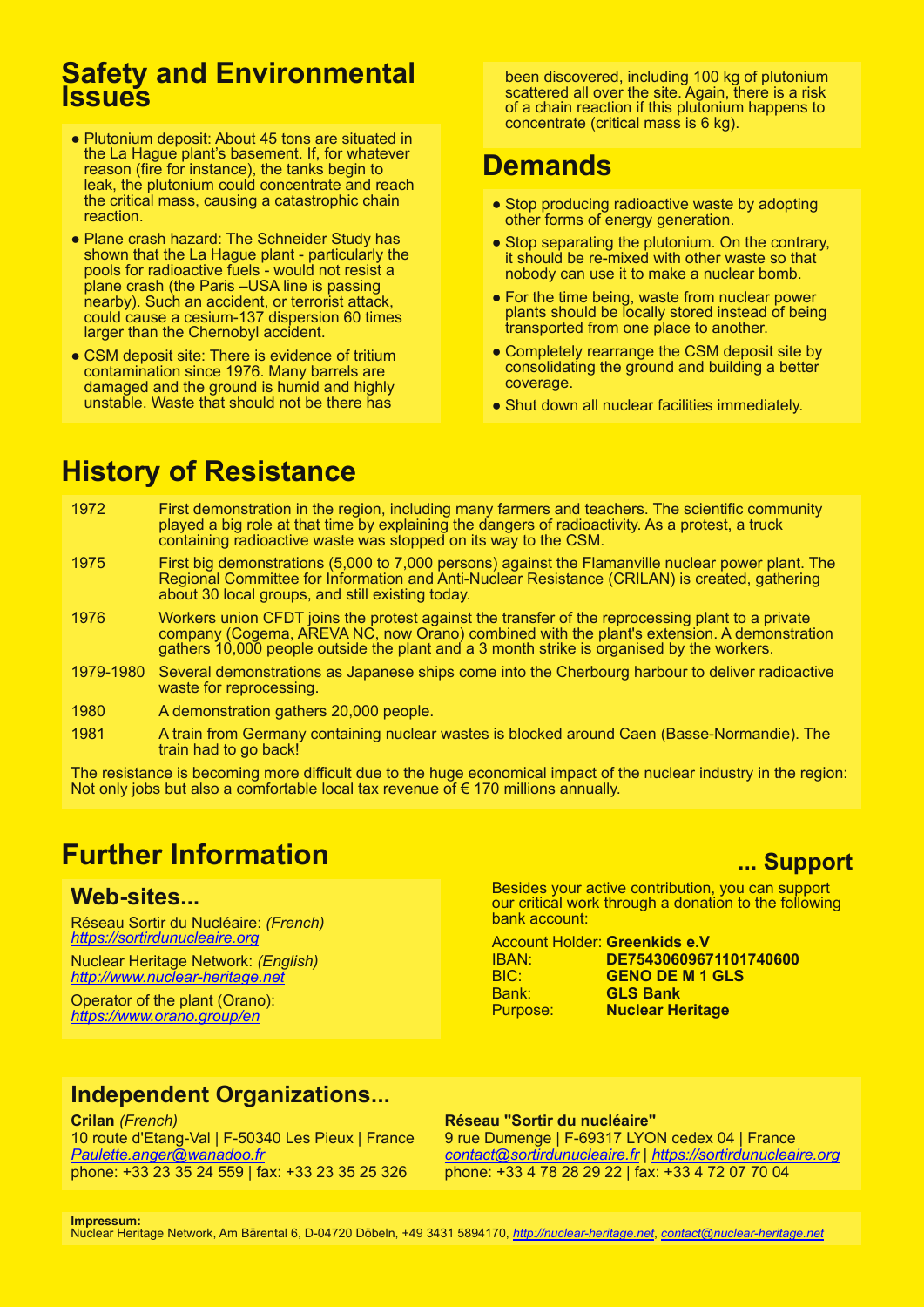## Safety and Environmental Issues

- Plutonium deposit: About 45 tons are situated in the La Hague plant's basement. If, for whatever reason (fire for instance), the tanks begin to leak, the plutonium could concentrate and reach the critical mass, causing a catastrophic chain reaction.
- Plane crash hazard: The Schneider Study has shown that the La Hague plant - particularly the pools for radioactive fuels - would not resist a plane crash (the Paris –USA line is passing nearby). Such an accident, or terrorist attack, could cause a cesium-137 dispersion 60 times larger than the Chernobyl accident.
- CSM deposit site: There is evidence of tritium contamination since 1976. Many barrels are damaged and the ground is humid and highly unstable. Waste that should not be there has been discovered, including 100 kg of plutonium scattered all over the site. Again, there is a risk of a chain reaction if this plutonium happens to concentrate (critical mass is 6 kg).

## Demands

- Stop producing radioactive waste by adopting other forms of energy generation.
- Stop separating the plutonium. On the contrary, it should be re-mixed with other waste so that nobody can use it to make a nuclear bomb.
- For the time being, waste from nuclear power plants should be locally stored instead of being transported from one place to another.
- Completely rearrange the CSM deposit site by consolidating the ground and building a better coverage.
- Shut down all nuclear facilities immediately.

## History of Resistance

| | |
|---|---|
| 1972 | First demonstration in the region, including many farmers and teachers. The scientific community played a big role at that time by explaining the dangers of radioactivity. As a protest, a truck containing radioactive waste was stopped on its way to the CSM. |
| 1975 | First big demonstrations (5,000 to 7,000 persons) against the Flamanville nuclear power plant. The Regional Committee for Information and Anti-Nuclear Resistance (CRILAN) is created, gathering about 30 local groups, and still existing today. |
| 1976 | Workers union CFDT joins the protest against the transfer of the reprocessing plant to a private company (Cogema, AREVA NC, now Orano) combined with the plant's extension. A demonstration gathers 10,000 people outside the plant and a 3 month strike is organised by the workers. |
| 1979-1980 | Several demonstrations as Japanese ships come into the Cherbourg harbour to deliver radioactive waste for reprocessing. |
| 1980 | A demonstration gathers 20,000 people. |
| 1981 | A train from Germany containing nuclear wastes is blocked around Caen (Basse-Normandie). The train had to go back! |

The resistance is becoming more difficult due to the huge economical impact of the nuclear industry in the region: Not only jobs but also a comfortable local tax revenue of € 170 millions annually.

## Further Information

### Web-sites...

Réseau Sortir du Nucléaire: *(French)*
https://sortirdunucleaire.org

Nuclear Heritage Network: *(English)*
http://www.nuclear-heritage.net

Operator of the plant (Orano):
https://www.orano.group/en

## ... Support

Besides your active contribution, you can support our critical work through a donation to the following bank account:

Account Holder: **Greenkids e.V**
IBAN: **DE75430609671101740600**
BIC: **GENO DE M 1 GLS**
Bank: **GLS Bank**
Purpose: **Nuclear Heritage**

### Independent Organizations...

**Crilan** *(French)*
10 route d'Etang-Val | F-50340 Les Pieux | France
Paulette.anger@wanadoo.fr
phone: +33 23 35 24 559 | fax: +33 23 35 25 326

**Réseau "Sortir du nucléaire"**
9 rue Dumenge | F-69317 LYON cedex 04 | France
contact@sortirdunucleaire.fr | https://sortirdunucleaire.org
phone: +33 4 78 28 29 22 | fax: +33 4 72 07 70 04

**Impressum:**
Nuclear Heritage Network, Am Bärental 6, D-04720 Döbeln, +49 3431 5894170, http://nuclear-heritage.net, contact@nuclear-heritage.net